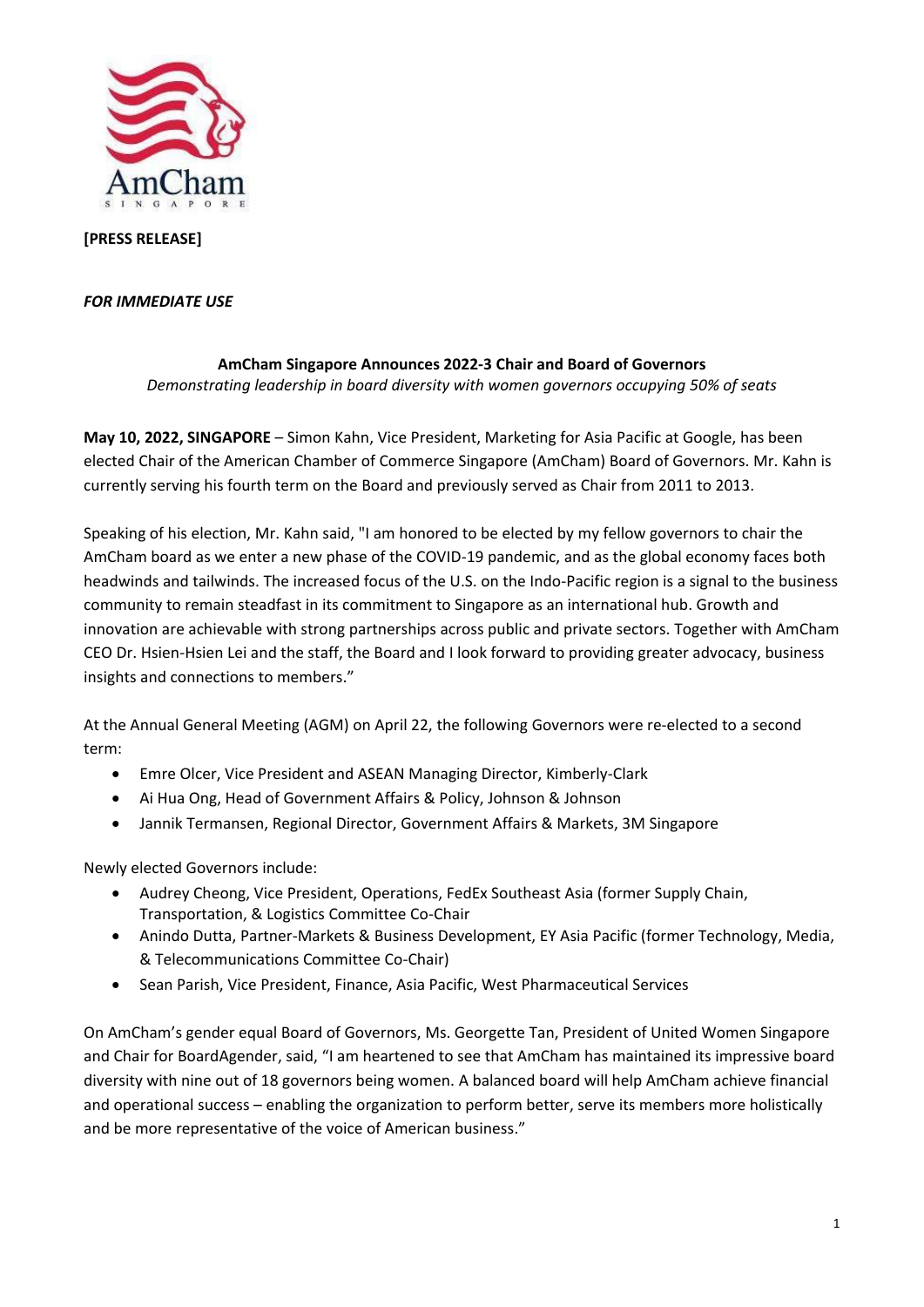**[PRESS RELEASE]**

***FOR IMMEDIATE USE***

**AmCham Singapore Announces 2022-3 Chair and Board of Governors**

*Demonstrating leadership in board diversity with women governors occupying 50% of seats*

**May 10, 2022, SINGAPORE** – Simon Kahn, Vice President, Marketing for Asia Pacific at Google, has been elected Chair of the American Chamber of Commerce Singapore (AmCham) Board of Governors. Mr. Kahn is currently serving his fourth term on the Board and previously served as Chair from 2011 to 2013.

Speaking of his election, Mr. Kahn said, "I am honored to be elected by my fellow governors to chair the AmCham board as we enter a new phase of the COVID-19 pandemic, and as the global economy faces both headwinds and tailwinds. The increased focus of the U.S. on the Indo-Pacific region is a signal to the business community to remain steadfast in its commitment to Singapore as an international hub. Growth and innovation are achievable with strong partnerships across public and private sectors. Together with AmCham CEO Dr. Hsien-Hsien Lei and the staff, the Board and I look forward to providing greater advocacy, business insights and connections to members."

At the Annual General Meeting (AGM) on April 22, the following Governors were re-elected to a second term:

- Emre Olcer, Vice President and ASEAN Managing Director, Kimberly-Clark
- Ai Hua Ong, Head of Government Affairs & Policy, Johnson & Johnson
- Jannik Termansen, Regional Director, Government Affairs & Markets, 3M Singapore

Newly elected Governors include:

- Audrey Cheong, Vice President, Operations, FedEx Southeast Asia (former Supply Chain, Transportation, & Logistics Committee Co-Chair
- Anindo Dutta, Partner-Markets & Business Development, EY Asia Pacific (former Technology, Media, & Telecommunications Committee Co-Chair)
- Sean Parish, Vice President, Finance, Asia Pacific, West Pharmaceutical Services

On AmCham's gender equal Board of Governors, Ms. Georgette Tan, President of United Women Singapore and Chair for BoardAgender, said, "I am heartened to see that AmCham has maintained its impressive board diversity with nine out of 18 governors being women. A balanced board will help AmCham achieve financial and operational success – enabling the organization to perform better, serve its members more holistically and be more representative of the voice of American business."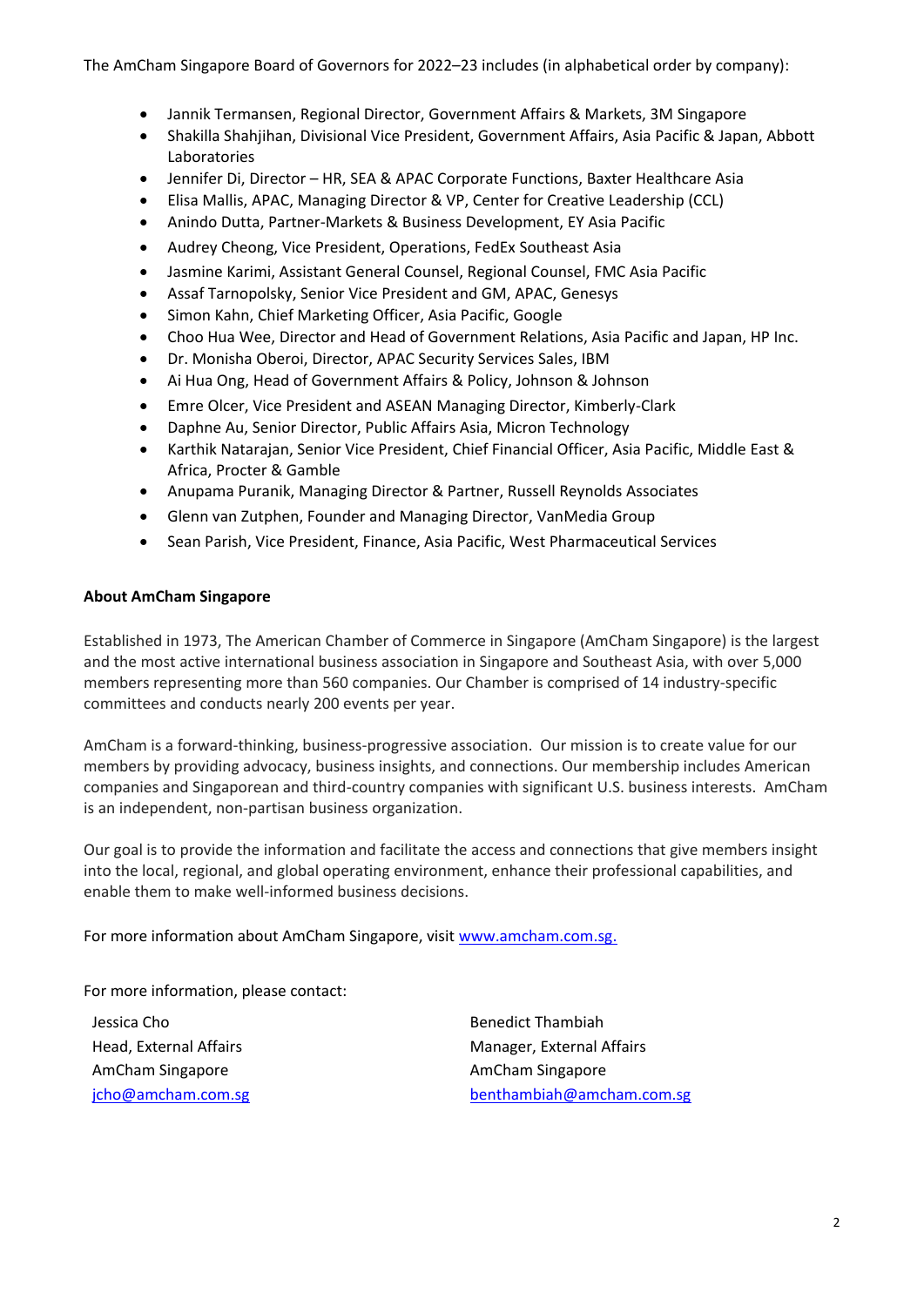The AmCham Singapore Board of Governors for 2022–23 includes (in alphabetical order by company):

- Jannik Termansen, Regional Director, Government Affairs & Markets, 3M Singapore
- Shakilla Shahjihan, Divisional Vice President, Government Affairs, Asia Pacific & Japan, Abbott Laboratories
- Jennifer Di, Director – HR, SEA & APAC Corporate Functions, Baxter Healthcare Asia
- Elisa Mallis, APAC, Managing Director & VP, Center for Creative Leadership (CCL)
- Anindo Dutta, Partner-Markets & Business Development, EY Asia Pacific
- Audrey Cheong, Vice President, Operations, FedEx Southeast Asia
- Jasmine Karimi, Assistant General Counsel, Regional Counsel, FMC Asia Pacific
- Assaf Tarnopolsky, Senior Vice President and GM, APAC, Genesys
- Simon Kahn, Chief Marketing Officer, Asia Pacific, Google
- Choo Hua Wee, Director and Head of Government Relations, Asia Pacific and Japan, HP Inc.
- Dr. Monisha Oberoi, Director, APAC Security Services Sales, IBM
- Ai Hua Ong, Head of Government Affairs & Policy, Johnson & Johnson
- Emre Olcer, Vice President and ASEAN Managing Director, Kimberly-Clark
- Daphne Au, Senior Director, Public Affairs Asia, Micron Technology
- Karthik Natarajan, Senior Vice President, Chief Financial Officer, Asia Pacific, Middle East & Africa, Procter & Gamble
- Anupama Puranik, Managing Director & Partner, Russell Reynolds Associates
- Glenn van Zutphen, Founder and Managing Director, VanMedia Group
- Sean Parish, Vice President, Finance, Asia Pacific, West Pharmaceutical Services

**About AmCham Singapore**

Established in 1973, The American Chamber of Commerce in Singapore (AmCham Singapore) is the largest and the most active international business association in Singapore and Southeast Asia, with over 5,000 members representing more than 560 companies. Our Chamber is comprised of 14 industry-specific committees and conducts nearly 200 events per year.

AmCham is a forward-thinking, business-progressive association. Our mission is to create value for our members by providing advocacy, business insights, and connections. Our membership includes American companies and Singaporean and third-country companies with significant U.S. business interests. AmCham is an independent, non-partisan business organization.

Our goal is to provide the information and facilitate the access and connections that give members insight into the local, regional, and global operating environment, enhance their professional capabilities, and enable them to make well-informed business decisions.

For more information about AmCham Singapore, visit [www.amcham.com.sg.](www.amcham.com.sg)

For more information, please contact:

Jessica Cho
Head, External Affairs
AmCham Singapore
jcho@amcham.com.sg

Benedict Thambiah
Manager, External Affairs
AmCham Singapore
benthambiah@amcham.com.sg